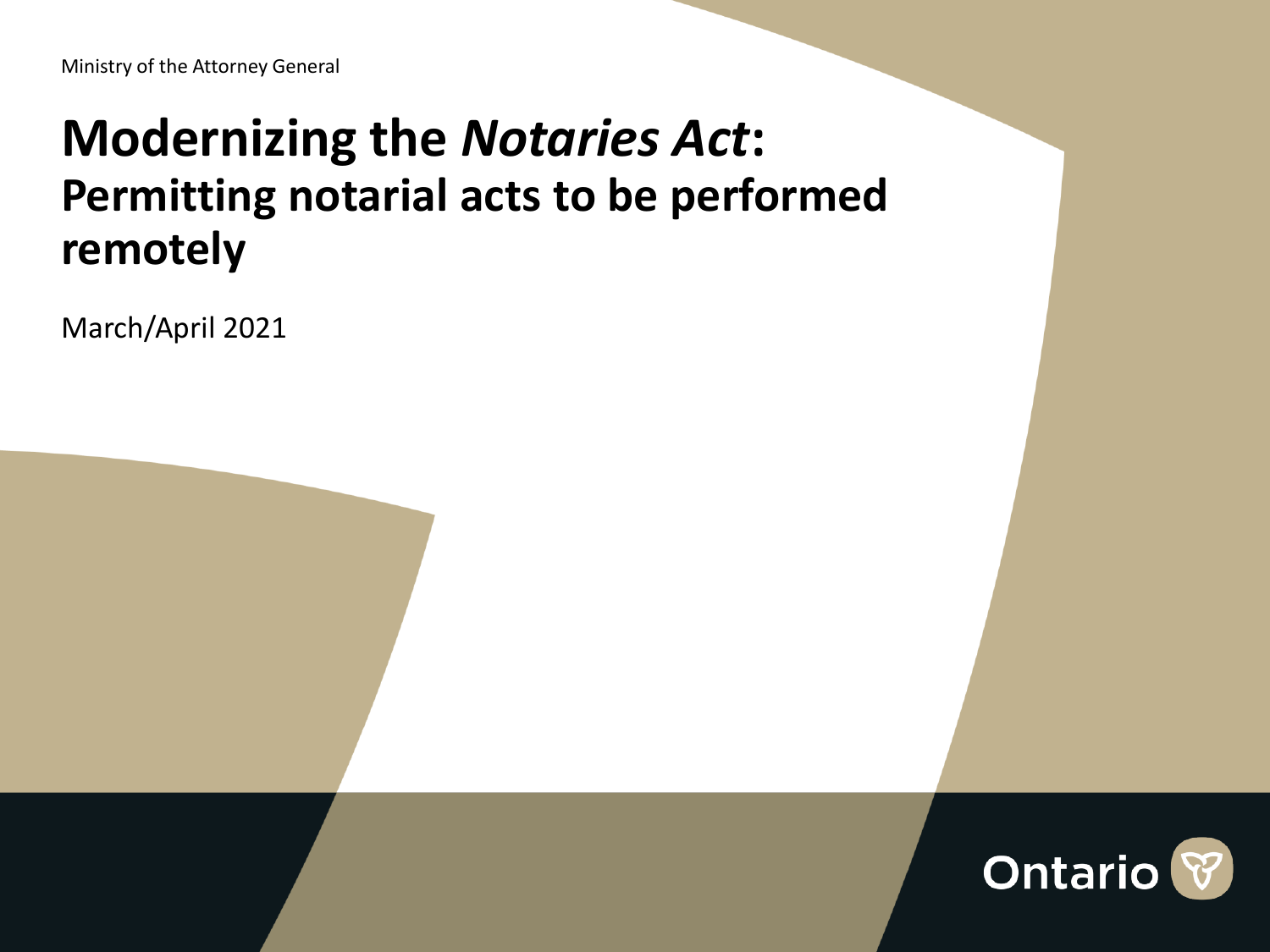Ministry of the Attorney General

# Modernizing the *Notaries Act*: Permitting notarial acts to be performed remotely

March/April 2021

Ontario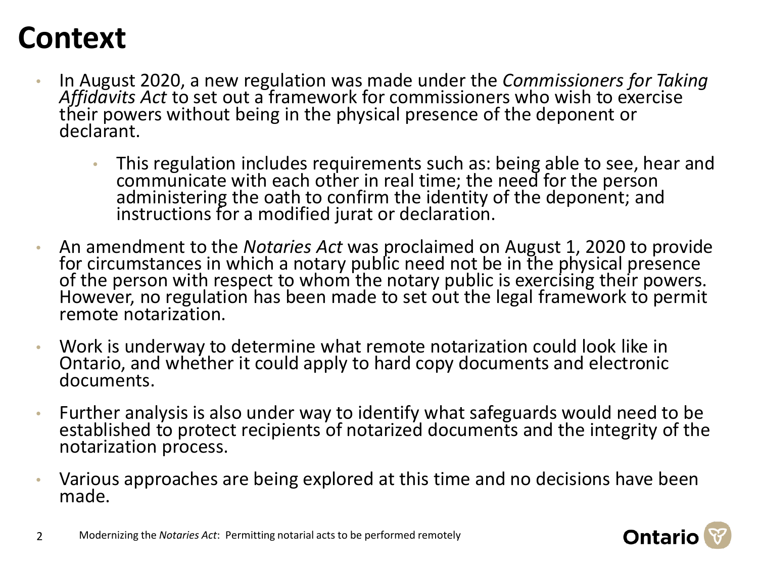# Context

- In August 2020, a new regulation was made under the *Commissioners for Taking Affidavits Act* to set out a framework for commissioners who wish to exercise their powers without being in the physical presence of the deponent or declarant.
  - This regulation includes requirements such as: being able to see, hear and communicate with each other in real time; the need for the person administering the oath to confirm the identity of the deponent; and instructions for a modified jurat or declaration.
- An amendment to the *Notaries Act* was proclaimed on August 1, 2020 to provide for circumstances in which a notary public need not be in the physical presence of the person with respect to whom the notary public is exercising their powers. However, no regulation has been made to set out the legal framework to permit remote notarization.
- Work is underway to determine what remote notarization could look like in Ontario, and whether it could apply to hard copy documents and electronic documents.
- Further analysis is also under way to identify what safeguards would need to be established to protect recipients of notarized documents and the integrity of the notarization process.
- Various approaches are being explored at this time and no decisions have been made.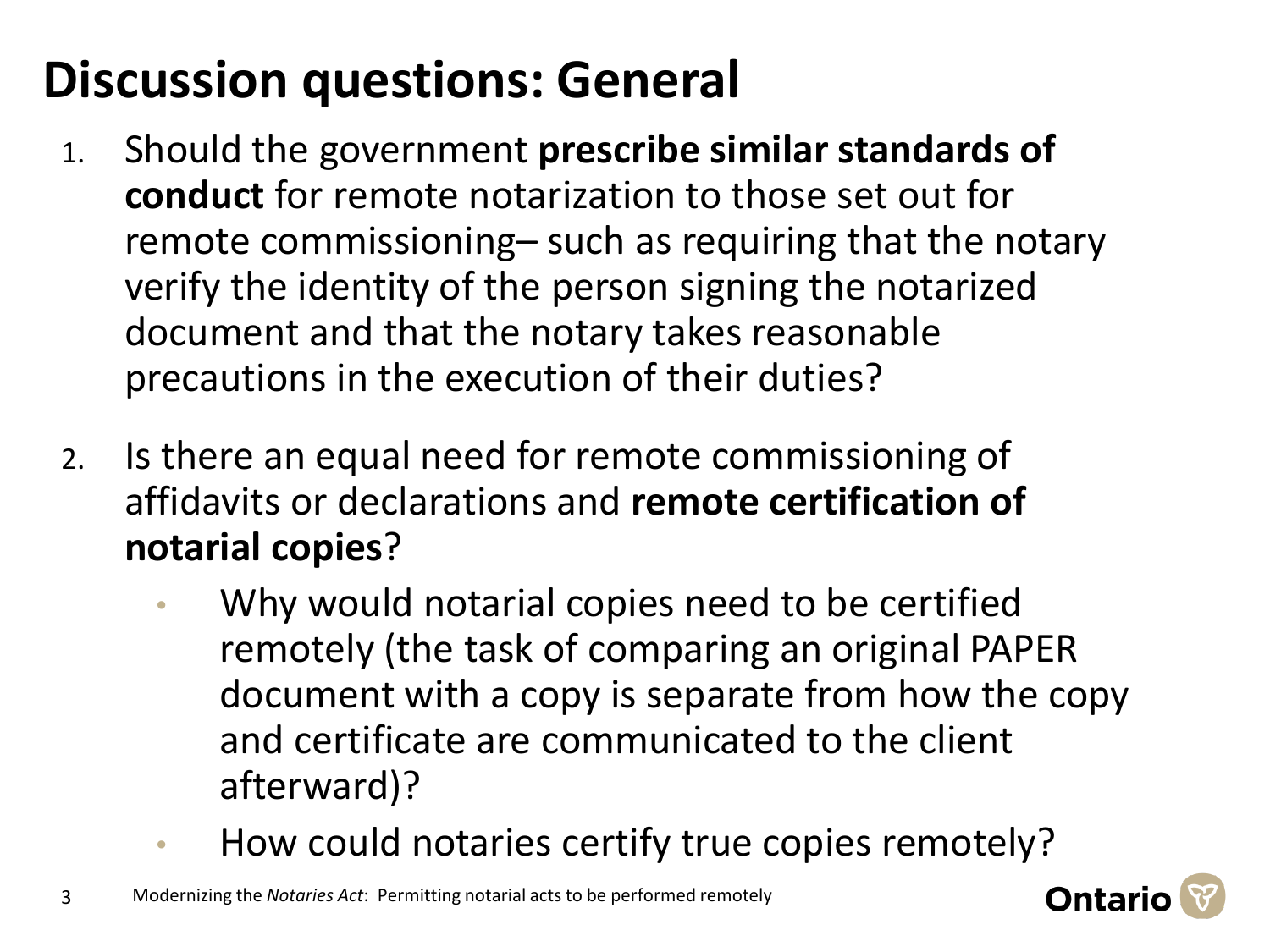# Discussion questions: General

1. Should the government **prescribe similar standards of conduct** for remote notarization to those set out for remote commissioning– such as requiring that the notary verify the identity of the person signing the notarized document and that the notary takes reasonable precautions in the execution of their duties?

2. Is there an equal need for remote commissioning of affidavits or declarations and **remote certification of notarial copies**?
   - Why would notarial copies need to be certified remotely (the task of comparing an original PAPER document with a copy is separate from how the copy and certificate are communicated to the client afterward)?
   - How could notaries certify true copies remotely?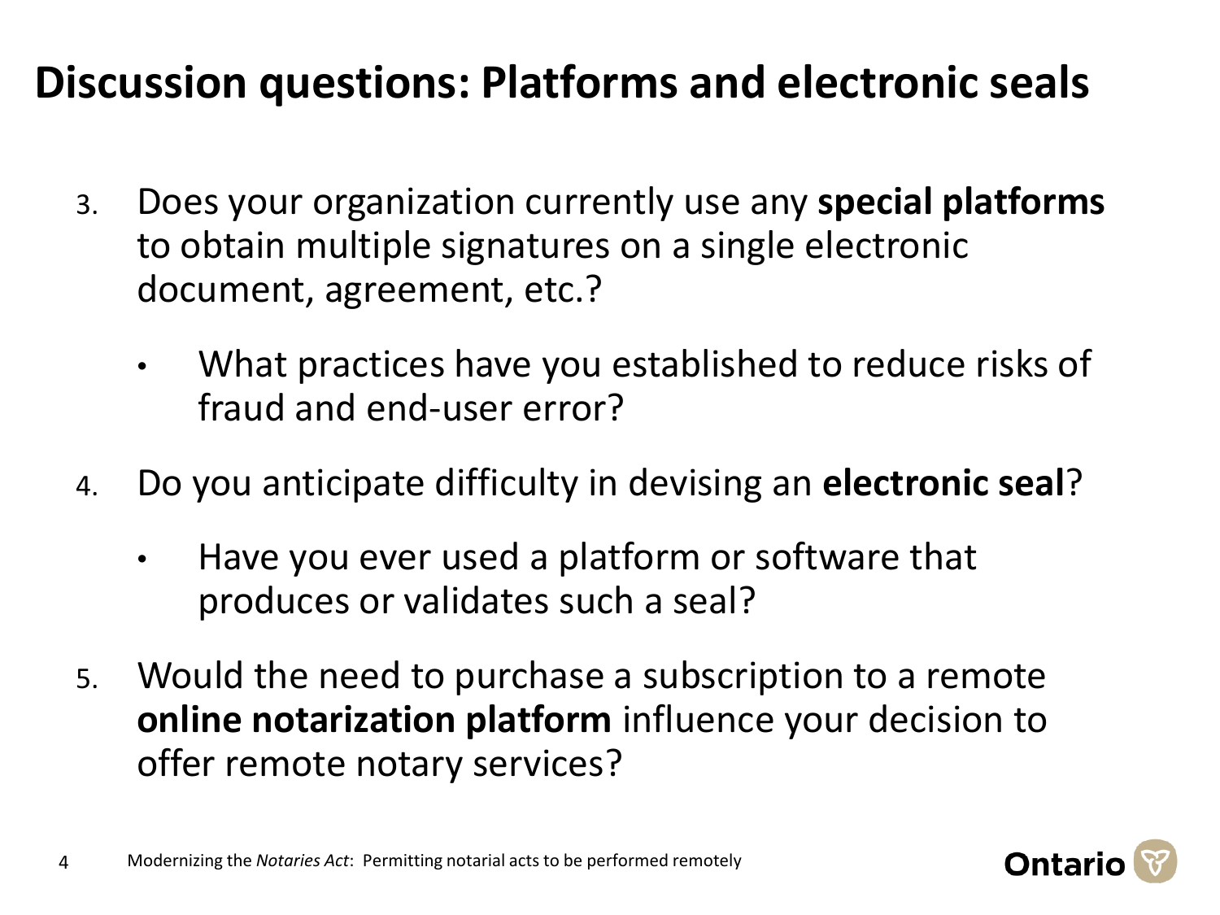# Discussion questions: Platforms and electronic seals

3. Does your organization currently use any **special platforms** to obtain multiple signatures on a single electronic document, agreement, etc.?
    - What practices have you established to reduce risks of fraud and end-user error?
4. Do you anticipate difficulty in devising an **electronic seal**?
    - Have you ever used a platform or software that produces or validates such a seal?
5. Would the need to purchase a subscription to a remote **online notarization platform** influence your decision to offer remote notary services?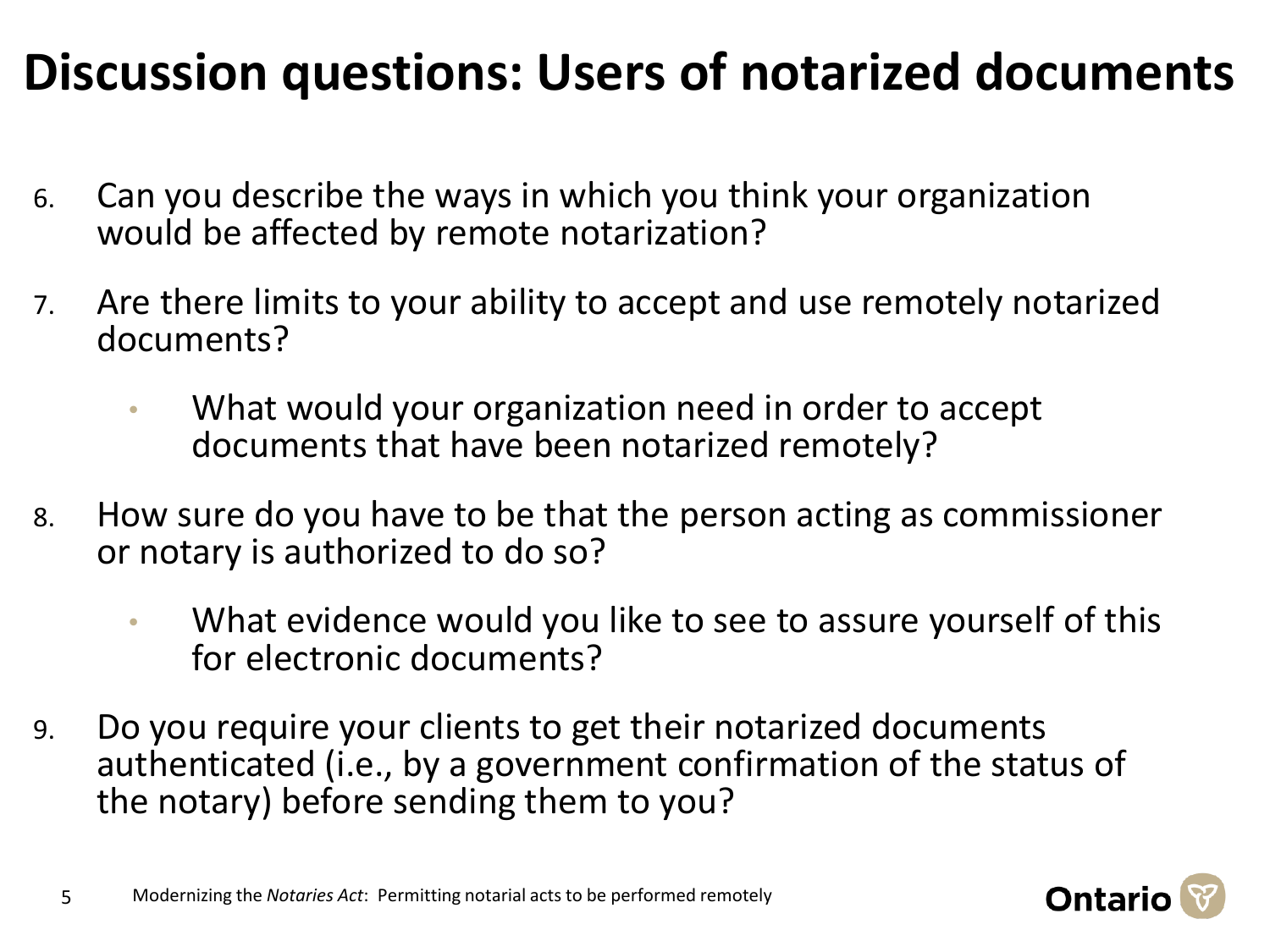# Discussion questions: Users of notarized documents

6. Can you describe the ways in which you think your organization would be affected by remote notarization?

7. Are there limits to your ability to accept and use remotely notarized documents?

   - What would your organization need in order to accept documents that have been notarized remotely?

8. How sure do you have to be that the person acting as commissioner or notary is authorized to do so?

   - What evidence would you like to see to assure yourself of this for electronic documents?

9. Do you require your clients to get their notarized documents authenticated (i.e., by a government confirmation of the status of the notary) before sending them to you?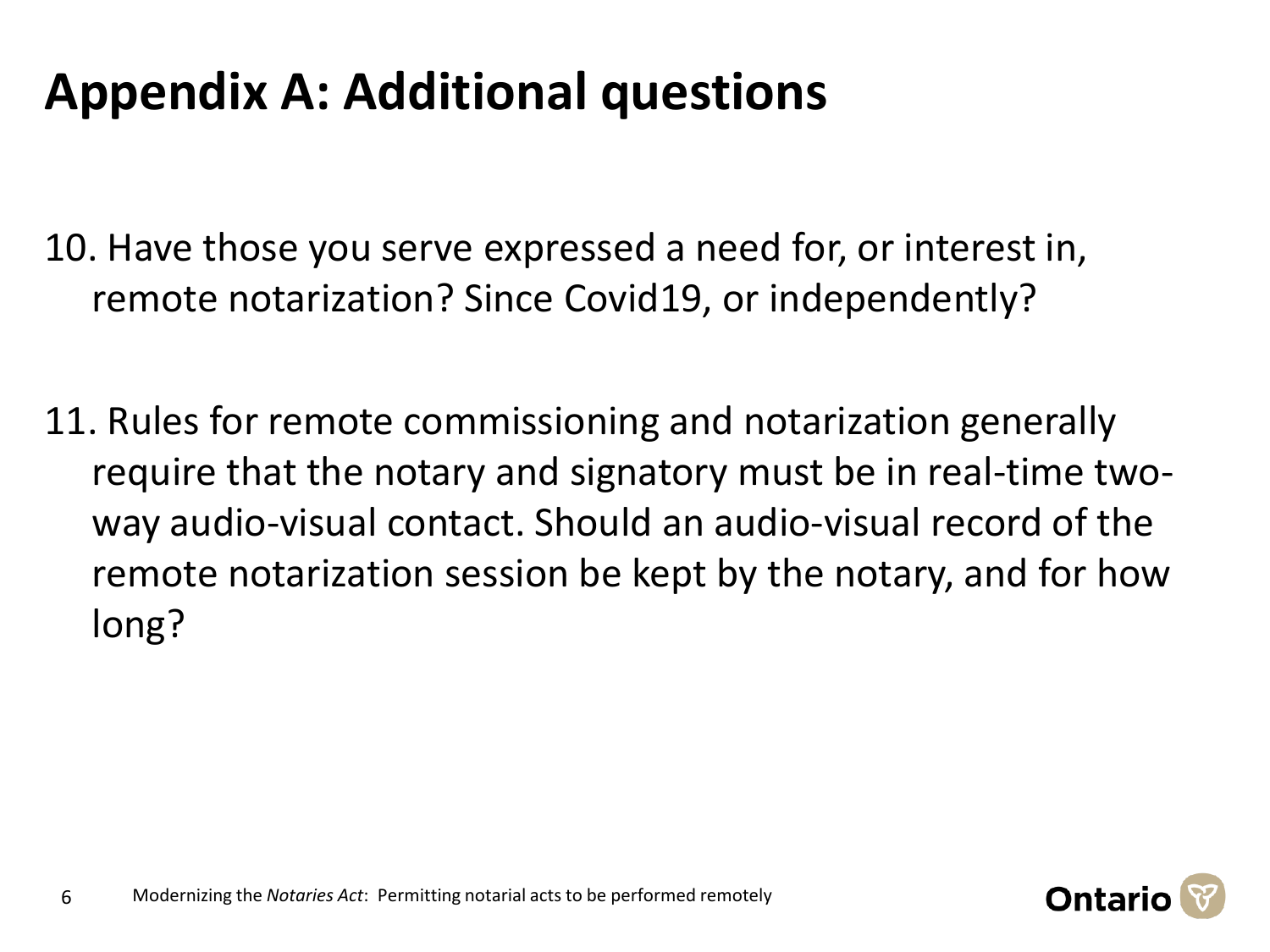# Appendix A: Additional questions

10. Have those you serve expressed a need for, or interest in, remote notarization? Since Covid19, or independently?

11. Rules for remote commissioning and notarization generally require that the notary and signatory must be in real-time two-way audio-visual contact. Should an audio-visual record of the remote notarization session be kept by the notary, and for how long?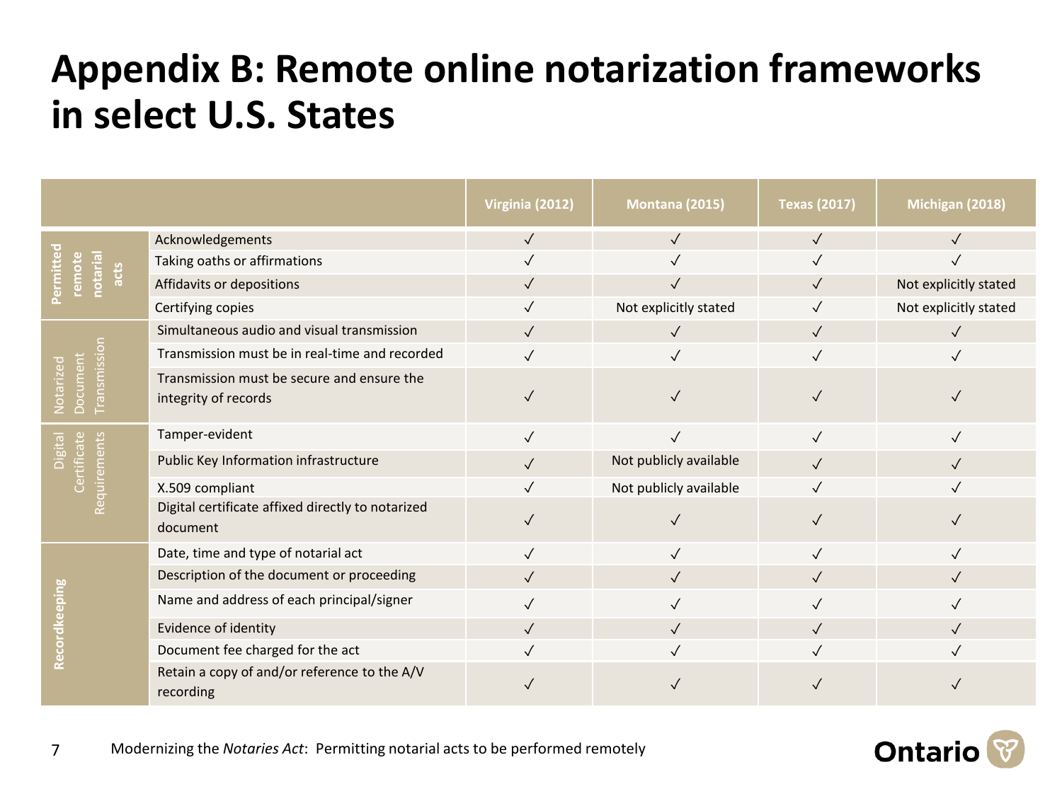# Appendix B: Remote online notarization frameworks in select U.S. States

| | | Virginia (2012) | Montana (2015) | Texas (2017) | Michigan (2018) |
|---|---|---|---|---|---|
| Permitted remote notarial acts | Acknowledgements | ✓ | ✓ | ✓ | ✓ |
| | Taking oaths or affirmations | ✓ | ✓ | ✓ | ✓ |
| | Affidavits or depositions | ✓ | ✓ | ✓ | Not explicitly stated |
| | Certifying copies | ✓ | Not explicitly stated | ✓ | Not explicitly stated |
| Notarized Document Transmission | Simultaneous audio and visual transmission | ✓ | ✓ | ✓ | ✓ |
| | Transmission must be in real-time and recorded | ✓ | ✓ | ✓ | ✓ |
| | Transmission must be secure and ensure the integrity of records | ✓ | ✓ | ✓ | ✓ |
| Digital Certificate Requirements | Tamper-evident | ✓ | ✓ | ✓ | ✓ |
| | Public Key Information infrastructure | ✓ | Not publicly available | ✓ | ✓ |
| | X.509 compliant | ✓ | Not publicly available | ✓ | ✓ |
| | Digital certificate affixed directly to notarized document | ✓ | ✓ | ✓ | ✓ |
| Recordkeeping | Date, time and type of notarial act | ✓ | ✓ | ✓ | ✓ |
| | Description of the document or proceeding | ✓ | ✓ | ✓ | ✓ |
| | Name and address of each principal/signer | ✓ | ✓ | ✓ | ✓ |
| | Evidence of identity | ✓ | ✓ | ✓ | ✓ |
| | Document fee charged for the act | ✓ | ✓ | ✓ | ✓ |
| | Retain a copy of and/or reference to the A/V recording | ✓ | ✓ | ✓ | ✓ |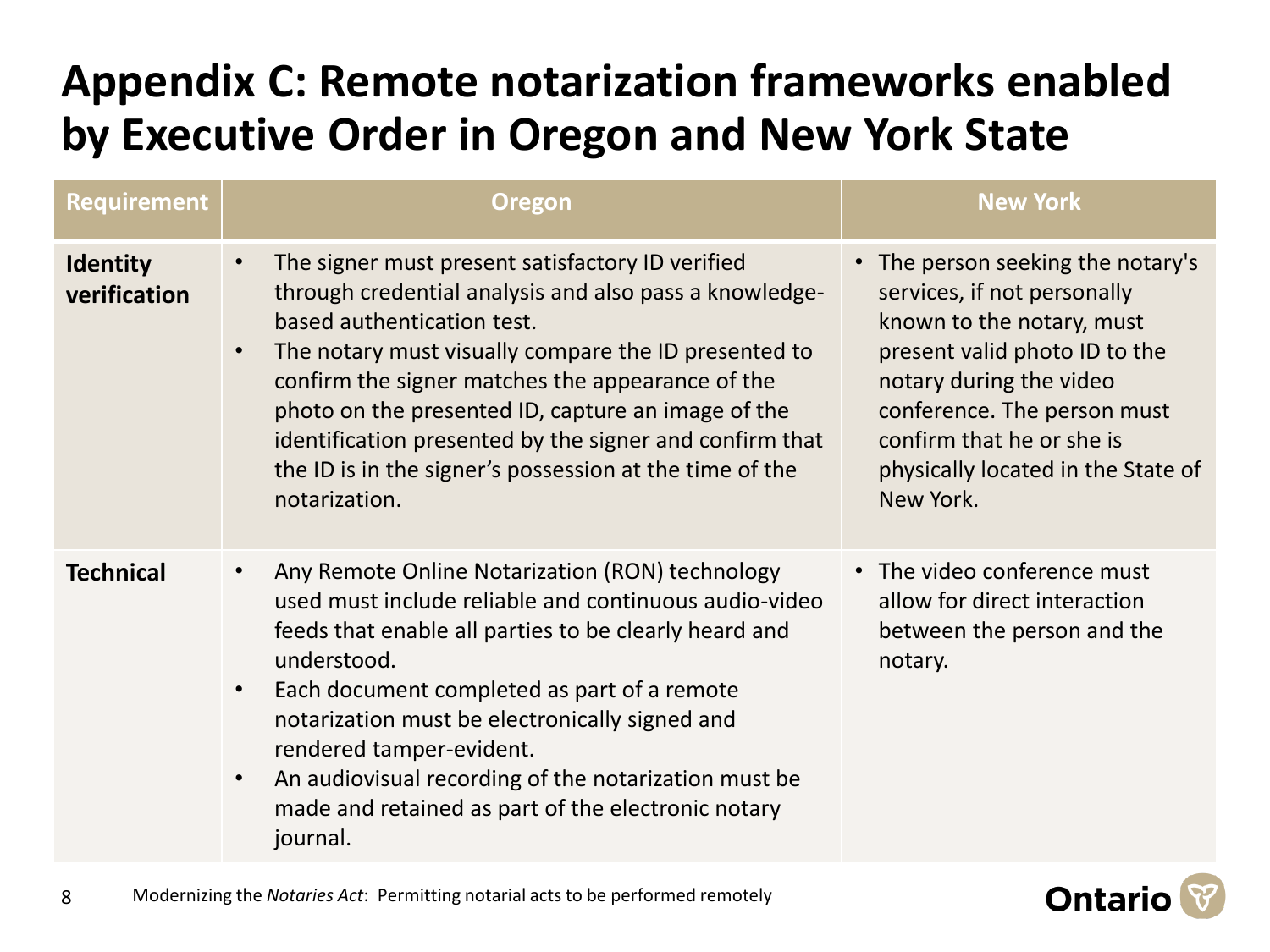# Appendix C: Remote notarization frameworks enabled by Executive Order in Oregon and New York State

| Requirement | Oregon | New York |
|---|---|---|
| **Identity verification** | • The signer must present satisfactory ID verified through credential analysis and also pass a knowledge-based authentication test.<br>• The notary must visually compare the ID presented to confirm the signer matches the appearance of the photo on the presented ID, capture an image of the identification presented by the signer and confirm that the ID is in the signer's possession at the time of the notarization. | • The person seeking the notary's services, if not personally known to the notary, must present valid photo ID to the notary during the video conference. The person must confirm that he or she is physically located in the State of New York. |
| **Technical** | • Any Remote Online Notarization (RON) technology used must include reliable and continuous audio-video feeds that enable all parties to be clearly heard and understood.<br>• Each document completed as part of a remote notarization must be electronically signed and rendered tamper-evident.<br>• An audiovisual recording of the notarization must be made and retained as part of the electronic notary journal. | • The video conference must allow for direct interaction between the person and the notary. |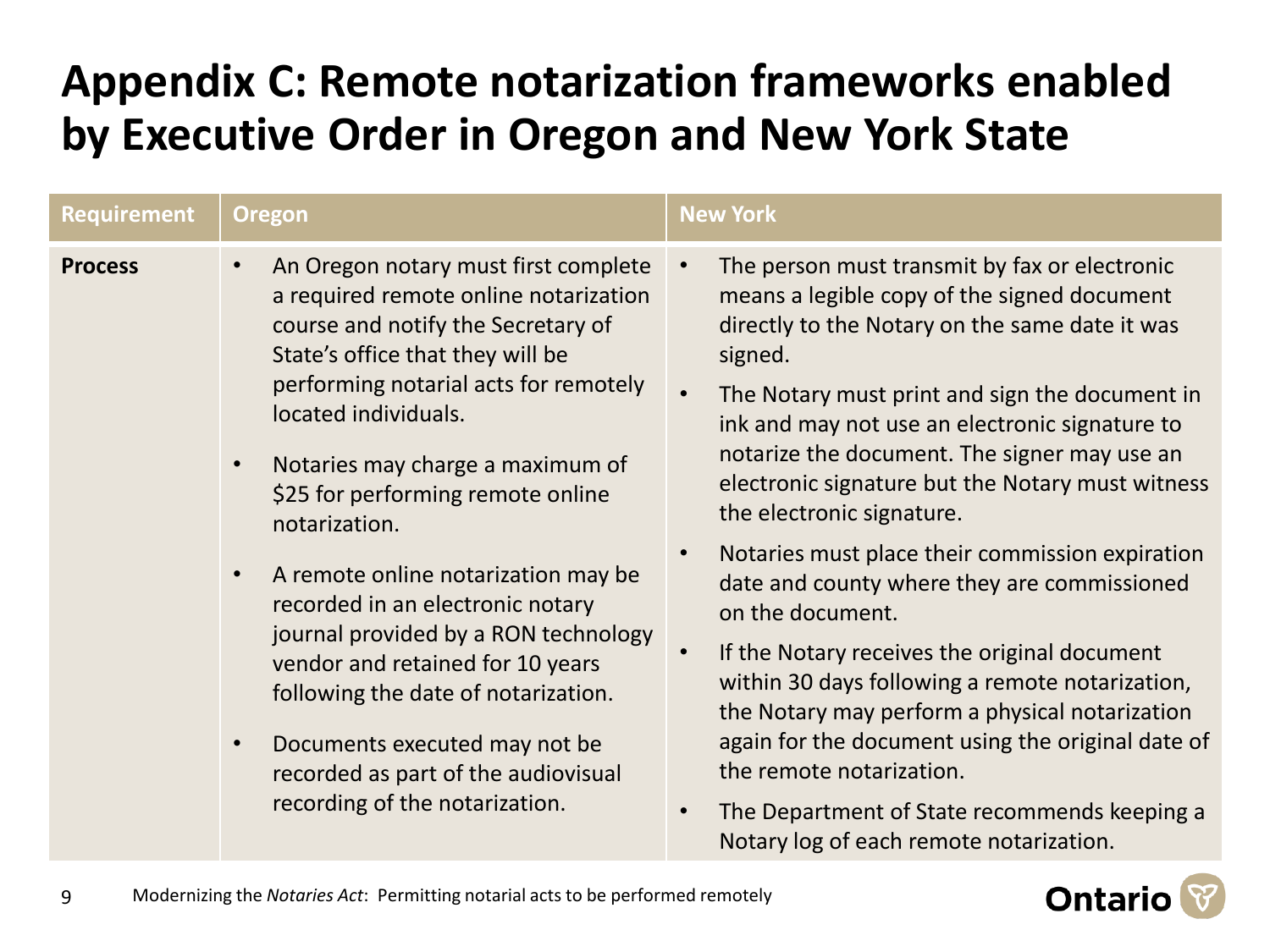# Appendix C: Remote notarization frameworks enabled by Executive Order in Oregon and New York State

| Requirement | Oregon | New York |
| --- | --- | --- |
| **Process** | • An Oregon notary must first complete a required remote online notarization course and notify the Secretary of State's office that they will be performing notarial acts for remotely located individuals.<br>• Notaries may charge a maximum of $25 for performing remote online notarization.<br>• A remote online notarization may be recorded in an electronic notary journal provided by a RON technology vendor and retained for 10 years following the date of notarization.<br>• Documents executed may not be recorded as part of the audiovisual recording of the notarization. | • The person must transmit by fax or electronic means a legible copy of the signed document directly to the Notary on the same date it was signed.<br>• The Notary must print and sign the document in ink and may not use an electronic signature to notarize the document. The signer may use an electronic signature but the Notary must witness the electronic signature.<br>• Notaries must place their commission expiration date and county where they are commissioned on the document.<br>• If the Notary receives the original document within 30 days following a remote notarization, the Notary may perform a physical notarization again for the document using the original date of the remote notarization.<br>• The Department of State recommends keeping a Notary log of each remote notarization. |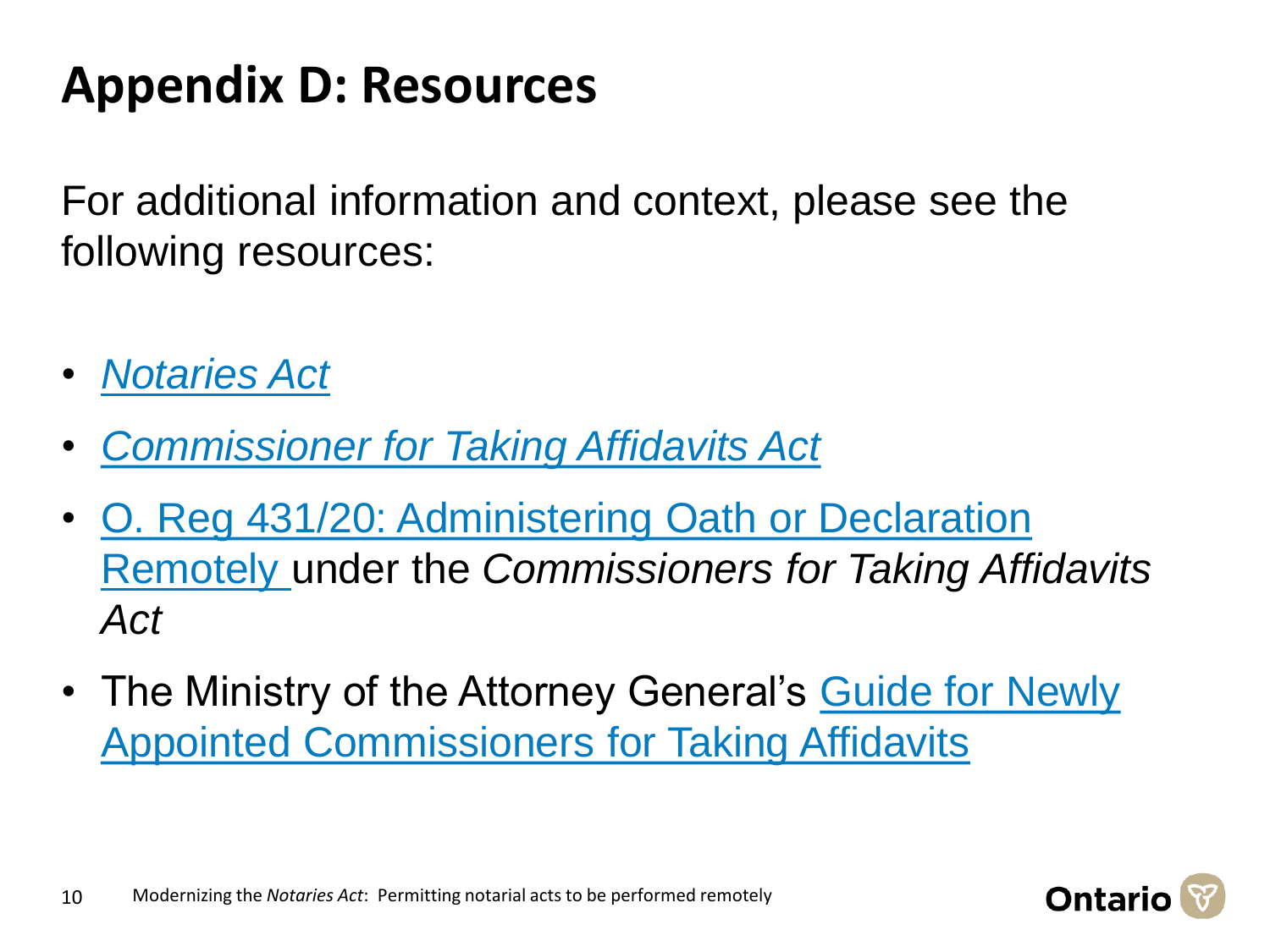# Appendix D: Resources

For additional information and context, please see the following resources:

- *Notaries Act*
- *Commissioner for Taking Affidavits Act*
- O. Reg 431/20: Administering Oath or Declaration Remotely under the *Commissioners for Taking Affidavits Act*
- The Ministry of the Attorney General's Guide for Newly Appointed Commissioners for Taking Affidavits